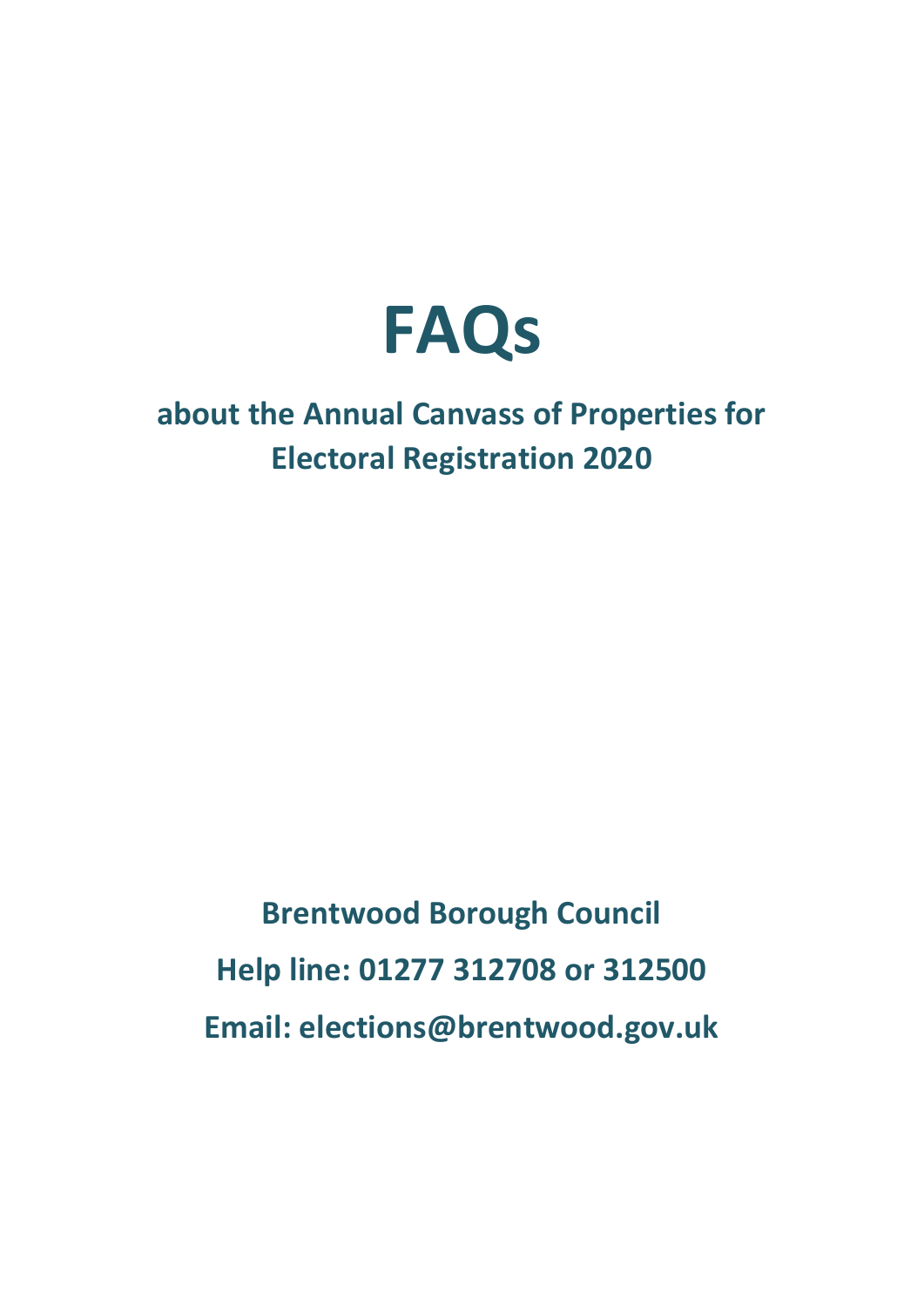# FAQs

## about the Annual Canvass of Properties for Electoral Registration 2020

**Brentwood Borough Council**

**Help line: 01277 312708 or 312500**

**Email: elections@brentwood.gov.uk**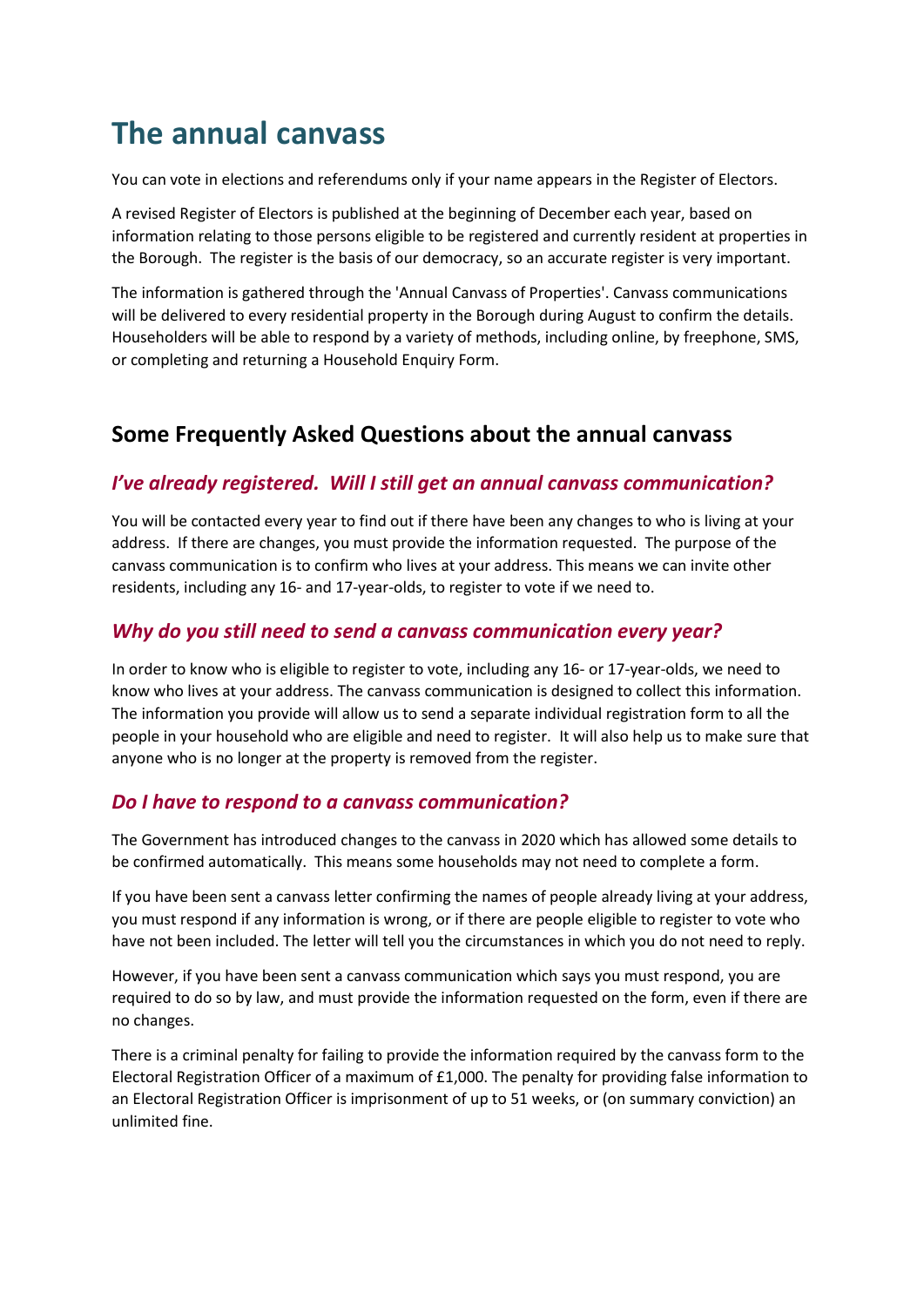# The annual canvass

You can vote in elections and referendums only if your name appears in the Register of Electors.

A revised Register of Electors is published at the beginning of December each year, based on information relating to those persons eligible to be registered and currently resident at properties in the Borough. The register is the basis of our democracy, so an accurate register is very important.

The information is gathered through the 'Annual Canvass of Properties'. Canvass communications will be delivered to every residential property in the Borough during August to confirm the details. Householders will be able to respond by a variety of methods, including online, by freephone, SMS, or completing and returning a Household Enquiry Form.

## Some Frequently Asked Questions about the annual canvass

### *I've already registered. Will I still get an annual canvass communication?*

You will be contacted every year to find out if there have been any changes to who is living at your address. If there are changes, you must provide the information requested. The purpose of the canvass communication is to confirm who lives at your address. This means we can invite other residents, including any 16- and 17-year-olds, to register to vote if we need to.

### *Why do you still need to send a canvass communication every year?*

In order to know who is eligible to register to vote, including any 16- or 17-year-olds, we need to know who lives at your address. The canvass communication is designed to collect this information. The information you provide will allow us to send a separate individual registration form to all the people in your household who are eligible and need to register. It will also help us to make sure that anyone who is no longer at the property is removed from the register.

### *Do I have to respond to a canvass communication?*

The Government has introduced changes to the canvass in 2020 which has allowed some details to be confirmed automatically. This means some households may not need to complete a form.

If you have been sent a canvass letter confirming the names of people already living at your address, you must respond if any information is wrong, or if there are people eligible to register to vote who have not been included. The letter will tell you the circumstances in which you do not need to reply.

However, if you have been sent a canvass communication which says you must respond, you are required to do so by law, and must provide the information requested on the form, even if there are no changes.

There is a criminal penalty for failing to provide the information required by the canvass form to the Electoral Registration Officer of a maximum of £1,000. The penalty for providing false information to an Electoral Registration Officer is imprisonment of up to 51 weeks, or (on summary conviction) an unlimited fine.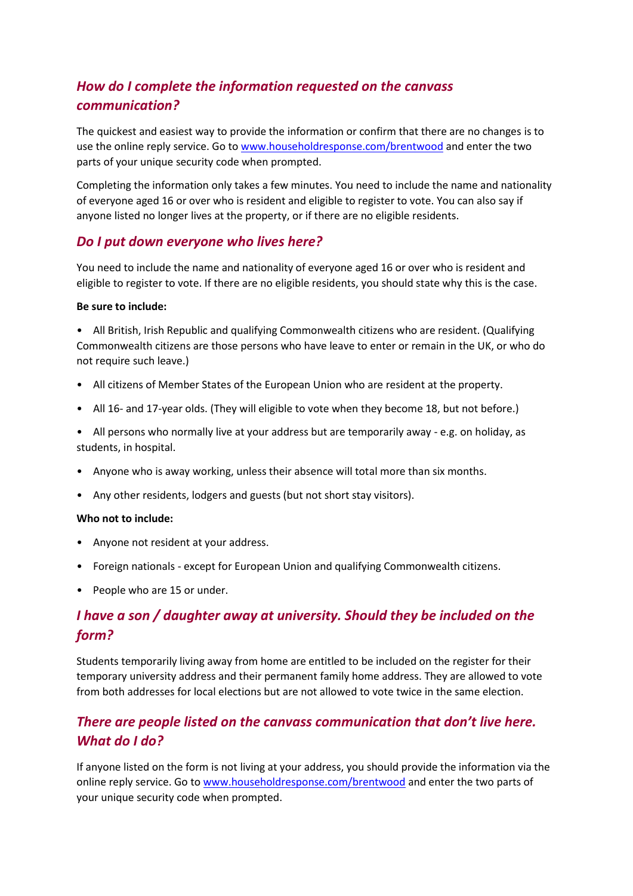## *How do I complete the information requested on the canvass communication?*

The quickest and easiest way to provide the information or confirm that there are no changes is to use the online reply service. Go to [www.householdresponse.com/brentwood](http://www.householdresponse.com/brentwood) and enter the two parts of your unique security code when prompted.

Completing the information only takes a few minutes. You need to include the name and nationality of everyone aged 16 or over who is resident and eligible to register to vote. You can also say if anyone listed no longer lives at the property, or if there are no eligible residents.

## *Do I put down everyone who lives here?*

You need to include the name and nationality of everyone aged 16 or over who is resident and eligible to register to vote. If there are no eligible residents, you should state why this is the case.

**Be sure to include:**

- All British, Irish Republic and qualifying Commonwealth citizens who are resident. (Qualifying Commonwealth citizens are those persons who have leave to enter or remain in the UK, or who do not require such leave.)
- All citizens of Member States of the European Union who are resident at the property.
- All 16- and 17-year olds. (They will eligible to vote when they become 18, but not before.)
- All persons who normally live at your address but are temporarily away - e.g. on holiday, as students, in hospital.
- Anyone who is away working, unless their absence will total more than six months.
- Any other residents, lodgers and guests (but not short stay visitors).

**Who not to include:**

- Anyone not resident at your address.
- Foreign nationals - except for European Union and qualifying Commonwealth citizens.
- People who are 15 or under.

## *I have a son / daughter away at university. Should they be included on the form?*

Students temporarily living away from home are entitled to be included on the register for their temporary university address and their permanent family home address. They are allowed to vote from both addresses for local elections but are not allowed to vote twice in the same election.

## *There are people listed on the canvass communication that don't live here. What do I do?*

If anyone listed on the form is not living at your address, you should provide the information via the online reply service. Go to [www.householdresponse.com/brentwood](http://www.householdresponse.com/brentwood) and enter the two parts of your unique security code when prompted.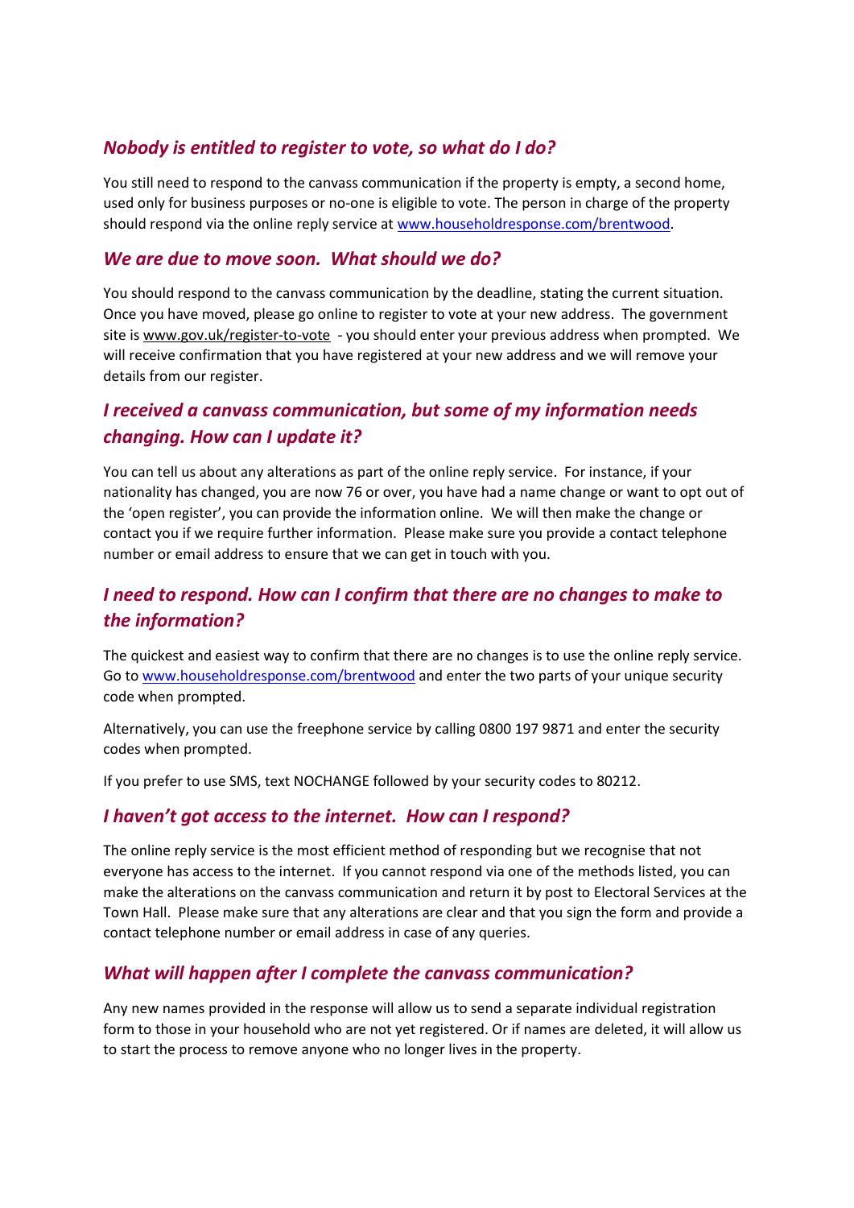## *Nobody is entitled to register to vote, so what do I do?*

You still need to respond to the canvass communication if the property is empty, a second home, used only for business purposes or no-one is eligible to vote. The person in charge of the property should respond via the online reply service at www.householdresponse.com/brentwood.

## *We are due to move soon. What should we do?*

You should respond to the canvass communication by the deadline, stating the current situation. Once you have moved, please go online to register to vote at your new address. The government site is www.gov.uk/register-to-vote - you should enter your previous address when prompted. We will receive confirmation that you have registered at your new address and we will remove your details from our register.

## *I received a canvass communication, but some of my information needs changing. How can I update it?*

You can tell us about any alterations as part of the online reply service. For instance, if your nationality has changed, you are now 76 or over, you have had a name change or want to opt out of the 'open register', you can provide the information online. We will then make the change or contact you if we require further information. Please make sure you provide a contact telephone number or email address to ensure that we can get in touch with you.

## *I need to respond. How can I confirm that there are no changes to make to the information?*

The quickest and easiest way to confirm that there are no changes is to use the online reply service. Go to www.householdresponse.com/brentwood and enter the two parts of your unique security code when prompted.

Alternatively, you can use the freephone service by calling 0800 197 9871 and enter the security codes when prompted.

If you prefer to use SMS, text NOCHANGE followed by your security codes to 80212.

## *I haven't got access to the internet. How can I respond?*

The online reply service is the most efficient method of responding but we recognise that not everyone has access to the internet. If you cannot respond via one of the methods listed, you can make the alterations on the canvass communication and return it by post to Electoral Services at the Town Hall. Please make sure that any alterations are clear and that you sign the form and provide a contact telephone number or email address in case of any queries.

## *What will happen after I complete the canvass communication?*

Any new names provided in the response will allow us to send a separate individual registration form to those in your household who are not yet registered. Or if names are deleted, it will allow us to start the process to remove anyone who no longer lives in the property.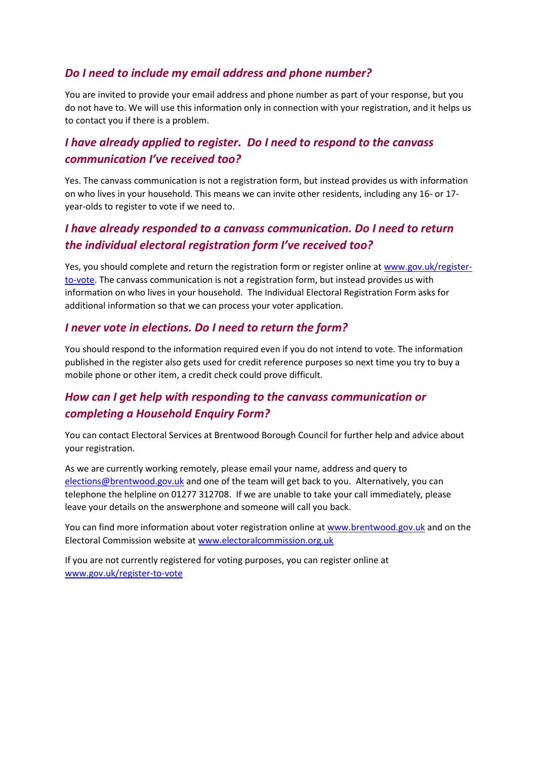### *Do I need to include my email address and phone number?*

You are invited to provide your email address and phone number as part of your response, but you do not have to. We will use this information only in connection with your registration, and it helps us to contact you if there is a problem.

### *I have already applied to register. Do I need to respond to the canvass communication I've received too?*

Yes. The canvass communication is not a registration form, but instead provides us with information on who lives in your household. This means we can invite other residents, including any 16- or 17-year-olds to register to vote if we need to.

### *I have already responded to a canvass communication. Do I need to return the individual electoral registration form I've received too?*

Yes, you should complete and return the registration form or register online at [www.gov.uk/register-to-vote](www.gov.uk/register-to-vote). The canvass communication is not a registration form, but instead provides us with information on who lives in your household. The Individual Electoral Registration Form asks for additional information so that we can process your voter application.

### *I never vote in elections. Do I need to return the form?*

You should respond to the information required even if you do not intend to vote. The information published in the register also gets used for credit reference purposes so next time you try to buy a mobile phone or other item, a credit check could prove difficult.

### *How can I get help with responding to the canvass communication or completing a Household Enquiry Form?*

You can contact Electoral Services at Brentwood Borough Council for further help and advice about your registration.

As we are currently working remotely, please email your name, address and query to [elections@brentwood.gov.uk](mailto:elections@brentwood.gov.uk) and one of the team will get back to you. Alternatively, you can telephone the helpline on 01277 312708. If we are unable to take your call immediately, please leave your details on the answerphone and someone will call you back.

You can find more information about voter registration online at [www.brentwood.gov.uk](www.brentwood.gov.uk) and on the Electoral Commission website at [www.electoralcommission.org.uk](www.electoralcommission.org.uk)

If you are not currently registered for voting purposes, you can register online at [www.gov.uk/register-to-vote](www.gov.uk/register-to-vote)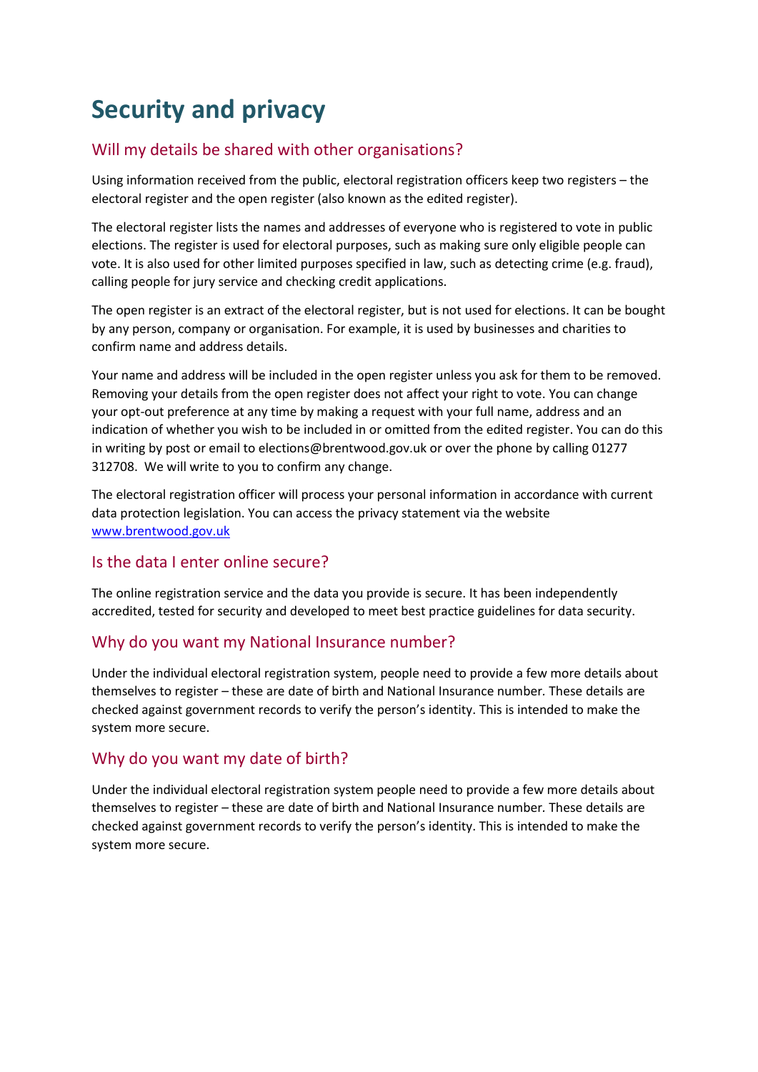# Security and privacy

## Will my details be shared with other organisations?

Using information received from the public, electoral registration officers keep two registers – the electoral register and the open register (also known as the edited register).

The electoral register lists the names and addresses of everyone who is registered to vote in public elections. The register is used for electoral purposes, such as making sure only eligible people can vote. It is also used for other limited purposes specified in law, such as detecting crime (e.g. fraud), calling people for jury service and checking credit applications.

The open register is an extract of the electoral register, but is not used for elections. It can be bought by any person, company or organisation. For example, it is used by businesses and charities to confirm name and address details.

Your name and address will be included in the open register unless you ask for them to be removed. Removing your details from the open register does not affect your right to vote. You can change your opt-out preference at any time by making a request with your full name, address and an indication of whether you wish to be included in or omitted from the edited register. You can do this in writing by post or email to elections@brentwood.gov.uk or over the phone by calling 01277 312708. We will write to you to confirm any change.

The electoral registration officer will process your personal information in accordance with current data protection legislation. You can access the privacy statement via the website [www.brentwood.gov.uk](http://www.brentwood.gov.uk)

## Is the data I enter online secure?

The online registration service and the data you provide is secure. It has been independently accredited, tested for security and developed to meet best practice guidelines for data security.

## Why do you want my National Insurance number?

Under the individual electoral registration system, people need to provide a few more details about themselves to register – these are date of birth and National Insurance number. These details are checked against government records to verify the person's identity. This is intended to make the system more secure.

## Why do you want my date of birth?

Under the individual electoral registration system people need to provide a few more details about themselves to register – these are date of birth and National Insurance number. These details are checked against government records to verify the person's identity. This is intended to make the system more secure.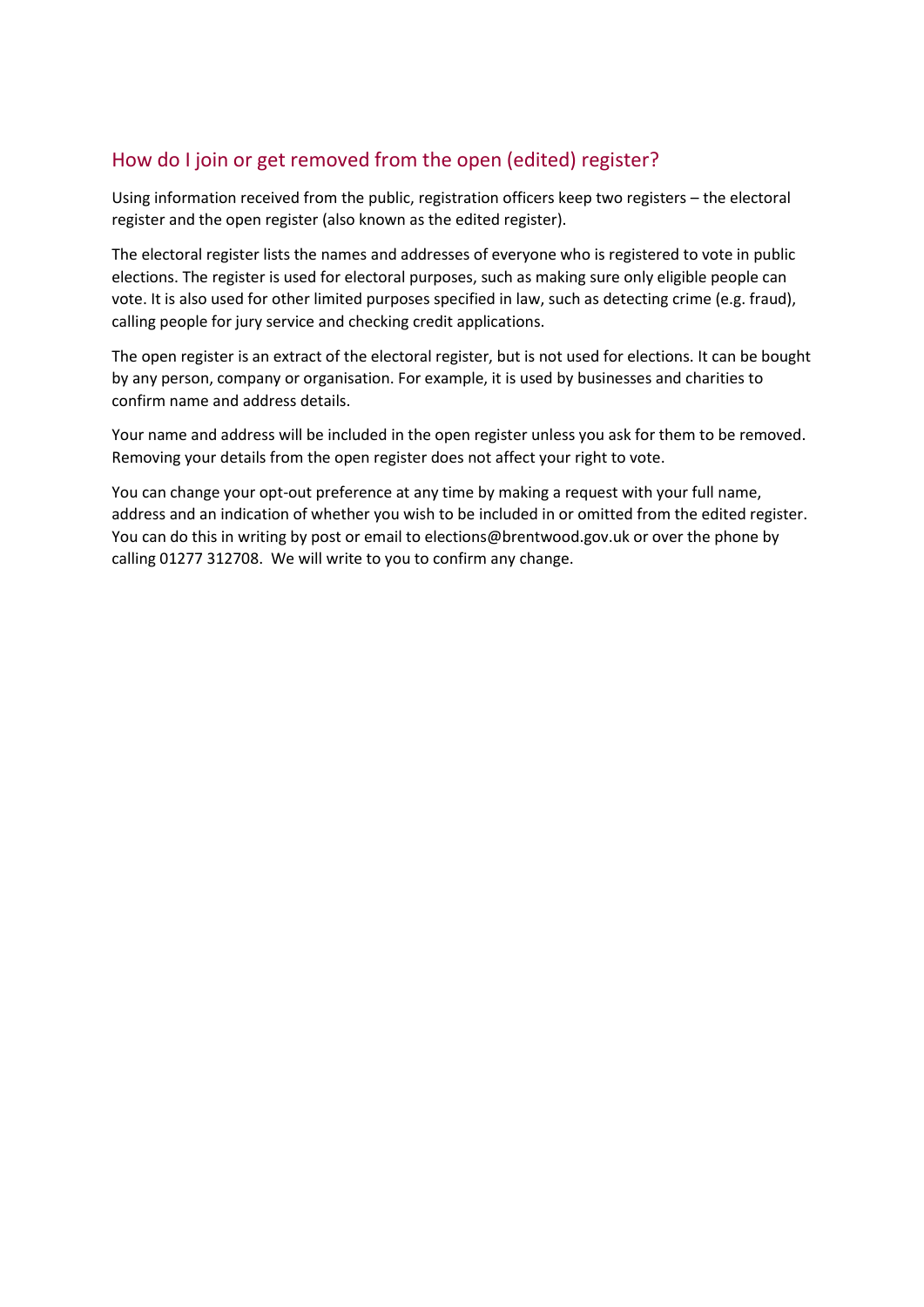## How do I join or get removed from the open (edited) register?

Using information received from the public, registration officers keep two registers – the electoral register and the open register (also known as the edited register).

The electoral register lists the names and addresses of everyone who is registered to vote in public elections. The register is used for electoral purposes, such as making sure only eligible people can vote. It is also used for other limited purposes specified in law, such as detecting crime (e.g. fraud), calling people for jury service and checking credit applications.

The open register is an extract of the electoral register, but is not used for elections. It can be bought by any person, company or organisation. For example, it is used by businesses and charities to confirm name and address details.

Your name and address will be included in the open register unless you ask for them to be removed. Removing your details from the open register does not affect your right to vote.

You can change your opt-out preference at any time by making a request with your full name, address and an indication of whether you wish to be included in or omitted from the edited register. You can do this in writing by post or email to elections@brentwood.gov.uk or over the phone by calling 01277 312708. We will write to you to confirm any change.